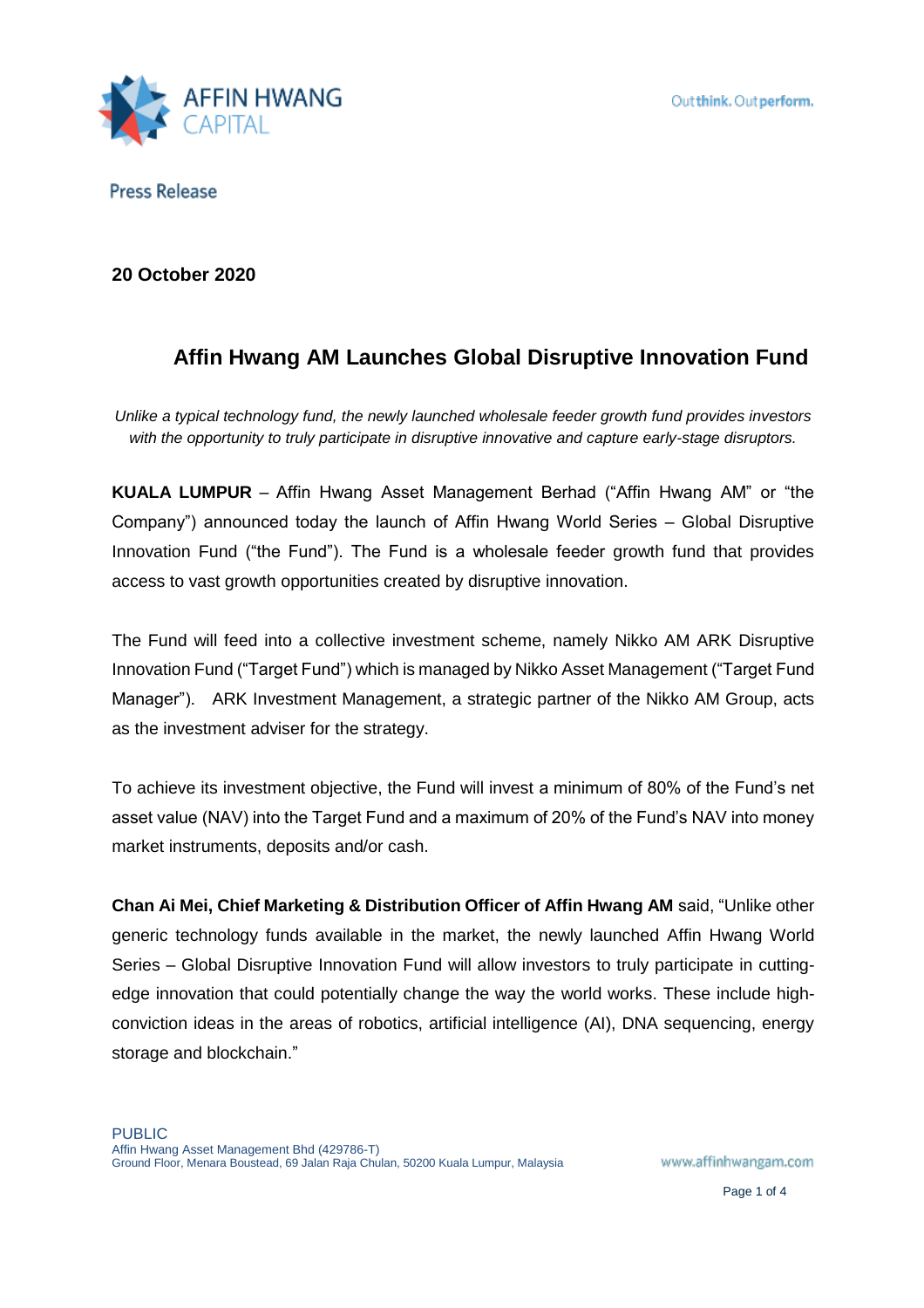Press Release

**20 October 2020**

# Affin Hwang AM Launches Global Disruptive Innovation Fund

*Unlike a typical technology fund, the newly launched wholesale feeder growth fund provides investors with the opportunity to truly participate in disruptive innovative and capture early-stage disruptors.*

**KUALA LUMPUR** – Affin Hwang Asset Management Berhad ("Affin Hwang AM" or "the Company") announced today the launch of Affin Hwang World Series – Global Disruptive Innovation Fund ("the Fund"). The Fund is a wholesale feeder growth fund that provides access to vast growth opportunities created by disruptive innovation.

The Fund will feed into a collective investment scheme, namely Nikko AM ARK Disruptive Innovation Fund ("Target Fund") which is managed by Nikko Asset Management ("Target Fund Manager"). ARK Investment Management, a strategic partner of the Nikko AM Group, acts as the investment adviser for the strategy.

To achieve its investment objective, the Fund will invest a minimum of 80% of the Fund's net asset value (NAV) into the Target Fund and a maximum of 20% of the Fund's NAV into money market instruments, deposits and/or cash.

**Chan Ai Mei, Chief Marketing & Distribution Officer of Affin Hwang AM** said, "Unlike other generic technology funds available in the market, the newly launched Affin Hwang World Series – Global Disruptive Innovation Fund will allow investors to truly participate in cutting-edge innovation that could potentially change the way the world works. These include high-conviction ideas in the areas of robotics, artificial intelligence (AI), DNA sequencing, energy storage and blockchain."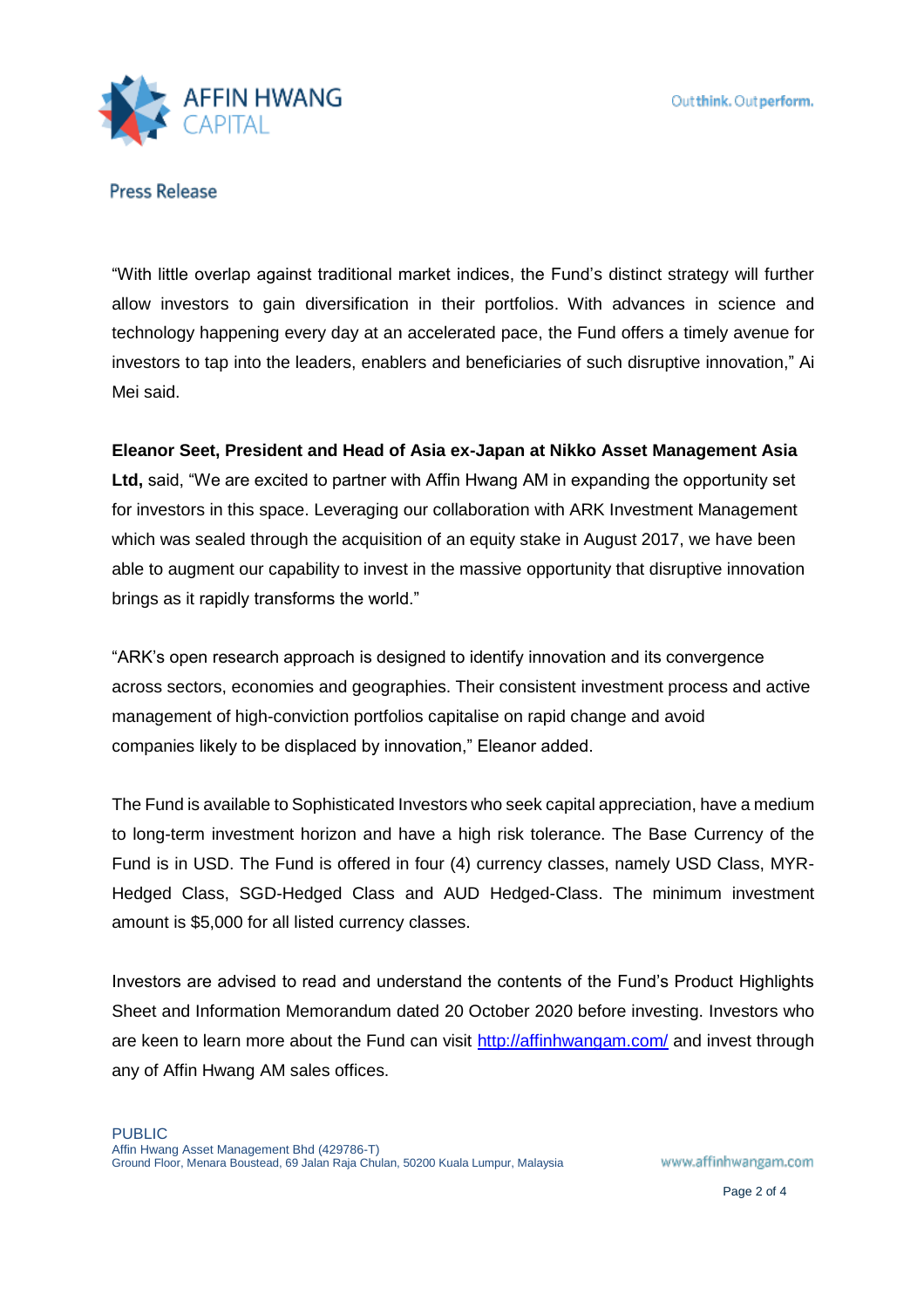"With little overlap against traditional market indices, the Fund's distinct strategy will further allow investors to gain diversification in their portfolios. With advances in science and technology happening every day at an accelerated pace, the Fund offers a timely avenue for investors to tap into the leaders, enablers and beneficiaries of such disruptive innovation," Ai Mei said.

**Eleanor Seet, President and Head of Asia ex-Japan at Nikko Asset Management Asia Ltd,** said, "We are excited to partner with Affin Hwang AM in expanding the opportunity set for investors in this space. Leveraging our collaboration with ARK Investment Management which was sealed through the acquisition of an equity stake in August 2017, we have been able to augment our capability to invest in the massive opportunity that disruptive innovation brings as it rapidly transforms the world."

"ARK's open research approach is designed to identify innovation and its convergence across sectors, economies and geographies. Their consistent investment process and active management of high-conviction portfolios capitalise on rapid change and avoid companies likely to be displaced by innovation," Eleanor added.

The Fund is available to Sophisticated Investors who seek capital appreciation, have a medium to long-term investment horizon and have a high risk tolerance. The Base Currency of the Fund is in USD. The Fund is offered in four (4) currency classes, namely USD Class, MYR-Hedged Class, SGD-Hedged Class and AUD Hedged-Class. The minimum investment amount is $5,000 for all listed currency classes.

Investors are advised to read and understand the contents of the Fund's Product Highlights Sheet and Information Memorandum dated 20 October 2020 before investing. Investors who are keen to learn more about the Fund can visit http://affinhwangam.com/ and invest through any of Affin Hwang AM sales offices.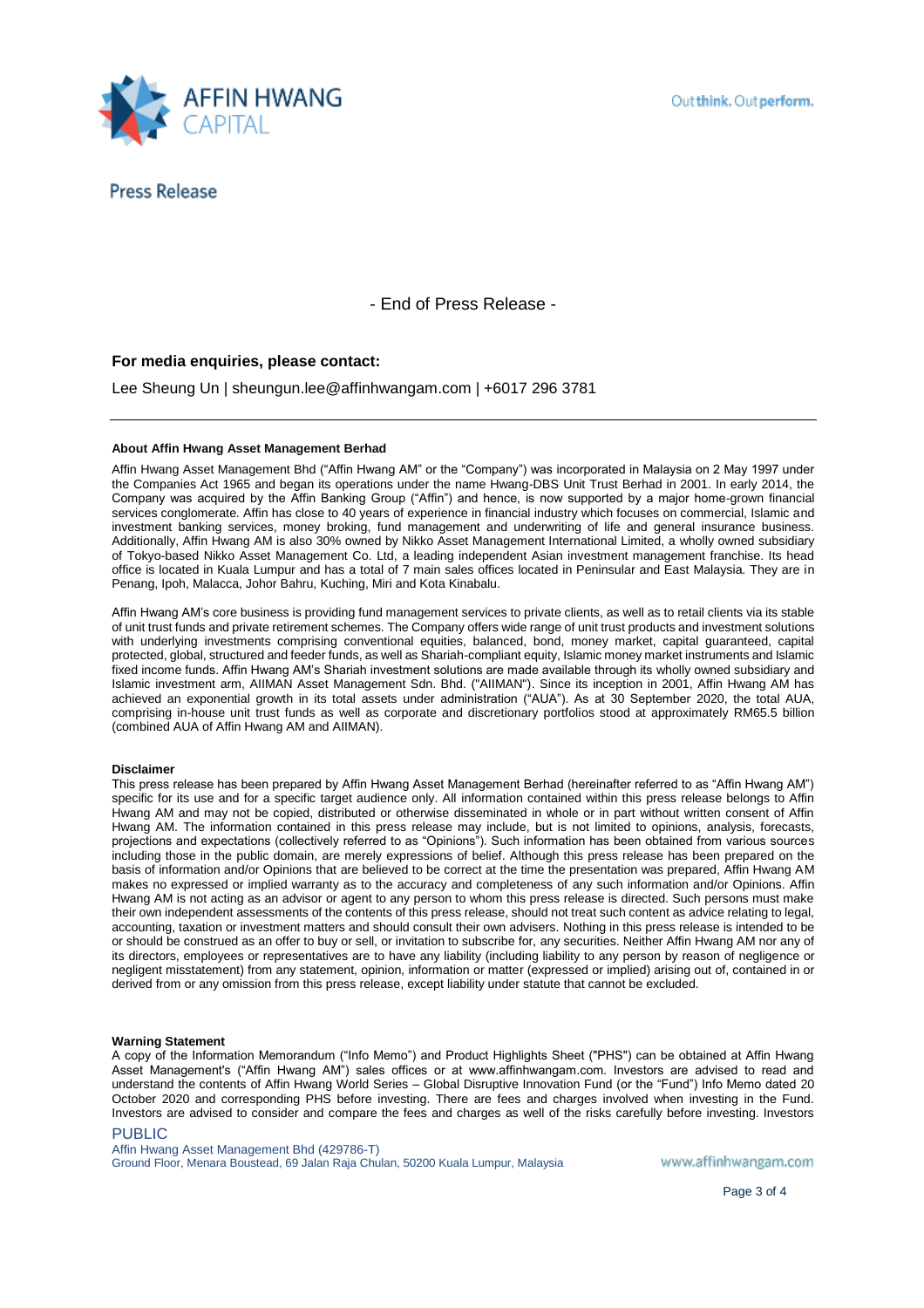- End of Press Release -

**For media enquiries, please contact:**

Lee Sheung Un | sheungun.lee@affinhwangam.com | +6017 296 3781

---

**About Affin Hwang Asset Management Berhad**

Affin Hwang Asset Management Bhd ("Affin Hwang AM" or the "Company") was incorporated in Malaysia on 2 May 1997 under the Companies Act 1965 and began its operations under the name Hwang-DBS Unit Trust Berhad in 2001. In early 2014, the Company was acquired by the Affin Banking Group ("Affin") and hence, is now supported by a major home-grown financial services conglomerate. Affin has close to 40 years of experience in financial industry which focuses on commercial, Islamic and investment banking services, money broking, fund management and underwriting of life and general insurance business. Additionally, Affin Hwang AM is also 30% owned by Nikko Asset Management International Limited, a wholly owned subsidiary of Tokyo-based Nikko Asset Management Co. Ltd, a leading independent Asian investment management franchise. Its head office is located in Kuala Lumpur and has a total of 7 main sales offices located in Peninsular and East Malaysia. They are in Penang, Ipoh, Malacca, Johor Bahru, Kuching, Miri and Kota Kinabalu.

Affin Hwang AM's core business is providing fund management services to private clients, as well as to retail clients via its stable of unit trust funds and private retirement schemes. The Company offers wide range of unit trust products and investment solutions with underlying investments comprising conventional equities, balanced, bond, money market, capital guaranteed, capital protected, global, structured and feeder funds, as well as Shariah-compliant equity, Islamic money market instruments and Islamic fixed income funds. Affin Hwang AM's Shariah investment solutions are made available through its wholly owned subsidiary and Islamic investment arm, AIIMAN Asset Management Sdn. Bhd. ("AIIMAN"). Since its inception in 2001, Affin Hwang AM has achieved an exponential growth in its total assets under administration ("AUA"). As at 30 September 2020, the total AUA, comprising in-house unit trust funds as well as corporate and discretionary portfolios stood at approximately RM65.5 billion (combined AUA of Affin Hwang AM and AIIMAN).

**Disclaimer**

This press release has been prepared by Affin Hwang Asset Management Berhad (hereinafter referred to as "Affin Hwang AM") specific for its use and for a specific target audience only. All information contained within this press release belongs to Affin Hwang AM and may not be copied, distributed or otherwise disseminated in whole or in part without written consent of Affin Hwang AM. The information contained in this press release may include, but is not limited to opinions, analysis, forecasts, projections and expectations (collectively referred to as "Opinions"). Such information has been obtained from various sources including those in the public domain, are merely expressions of belief. Although this press release has been prepared on the basis of information and/or Opinions that are believed to be correct at the time the presentation was prepared, Affin Hwang AM makes no expressed or implied warranty as to the accuracy and completeness of any such information and/or Opinions. Affin Hwang AM is not acting as an advisor or agent to any person to whom this press release is directed. Such persons must make their own independent assessments of the contents of this press release, should not treat such content as advice relating to legal, accounting, taxation or investment matters and should consult their own advisers. Nothing in this press release is intended to be or should be construed as an offer to buy or sell, or invitation to subscribe for, any securities. Neither Affin Hwang AM nor any of its directors, employees or representatives are to have any liability (including liability to any person by reason of negligence or negligent misstatement) from any statement, opinion, information or matter (expressed or implied) arising out of, contained in or derived from or any omission from this press release, except liability under statute that cannot be excluded.

**Warning Statement**

A copy of the Information Memorandum ("Info Memo") and Product Highlights Sheet ("PHS") can be obtained at Affin Hwang Asset Management's ("Affin Hwang AM") sales offices or at www.affinhwangam.com. Investors are advised to read and understand the contents of Affin Hwang World Series – Global Disruptive Innovation Fund (or the "Fund") Info Memo dated 20 October 2020 and corresponding PHS before investing. There are fees and charges involved when investing in the Fund. Investors are advised to consider and compare the fees and charges as well of the risks carefully before investing. Investors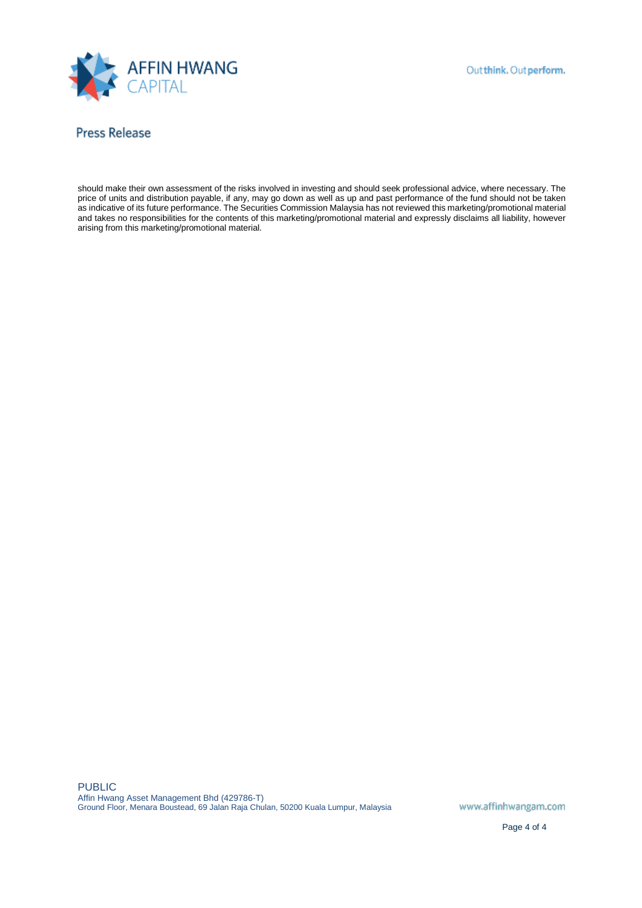should make their own assessment of the risks involved in investing and should seek professional advice, where necessary. The price of units and distribution payable, if any, may go down as well as up and past performance of the fund should not be taken as indicative of its future performance. The Securities Commission Malaysia has not reviewed this marketing/promotional material and takes no responsibilities for the contents of this marketing/promotional material and expressly disclaims all liability, however arising from this marketing/promotional material.